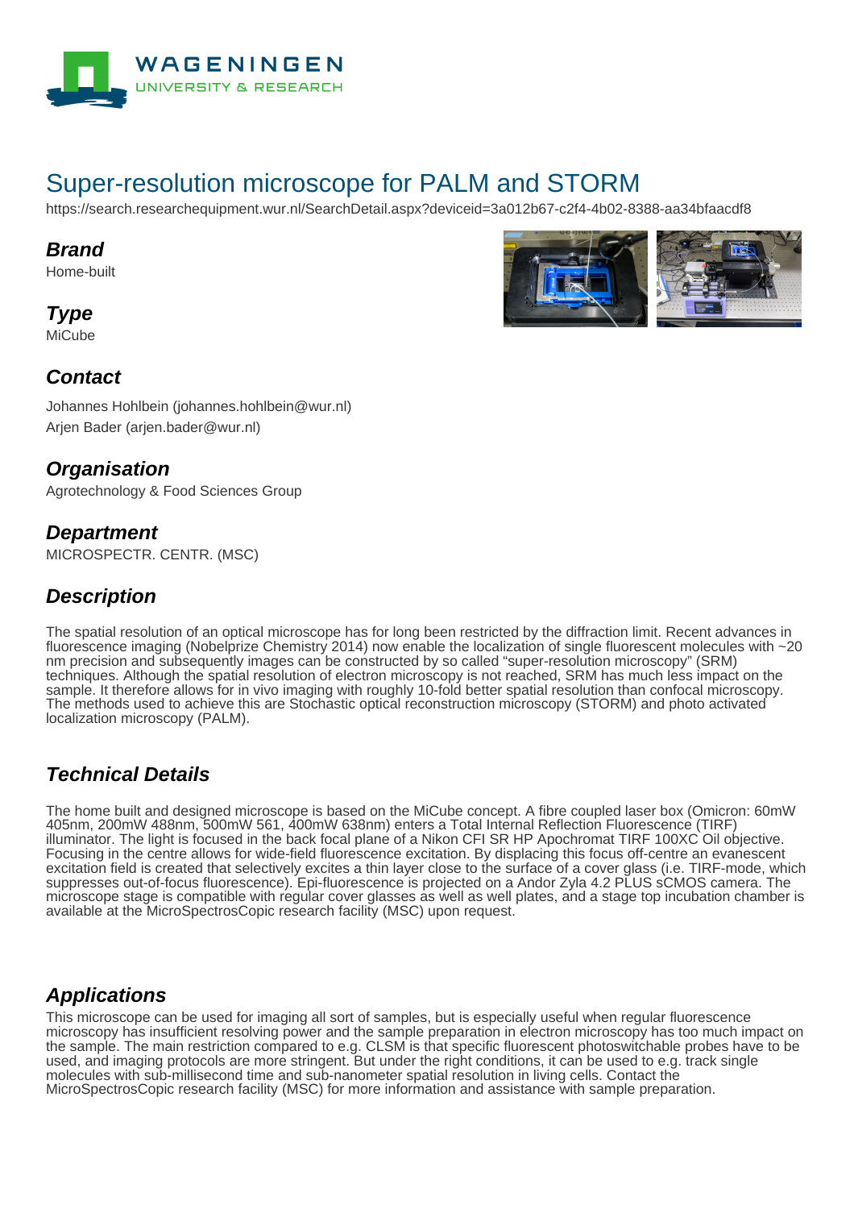# Super-resolution microscope for PALM and STORM

https://search.researchequipment.wur.nl/SearchDetail.aspx?deviceid=3a012b67-c2f4-4b02-8388-aa34bfaacdf8

## Brand

Home-built

## Type

MiCube

## Contact

Johannes Hohlbein (johannes.hohlbein@wur.nl)
Arjen Bader (arjen.bader@wur.nl)

## Organisation

Agrotechnology & Food Sciences Group

## Department

MICROSPECTR. CENTR. (MSC)

## Description

The spatial resolution of an optical microscope has for long been restricted by the diffraction limit. Recent advances in fluorescence imaging (Nobelprize Chemistry 2014) now enable the localization of single fluorescent molecules with ~20 nm precision and subsequently images can be constructed by so called "super-resolution microscopy" (SRM) techniques. Although the spatial resolution of electron microscopy is not reached, SRM has much less impact on the sample. It therefore allows for in vivo imaging with roughly 10-fold better spatial resolution than confocal microscopy. The methods used to achieve this are Stochastic optical reconstruction microscopy (STORM) and photo activated localization microscopy (PALM).

## Technical Details

The home built and designed microscope is based on the MiCube concept. A fibre coupled laser box (Omicron: 60mW 405nm, 200mW 488nm, 500mW 561, 400mW 638nm) enters a Total Internal Reflection Fluorescence (TIRF) illuminator. The light is focused in the back focal plane of a Nikon CFI SR HP Apochromat TIRF 100XC Oil objective. Focusing in the centre allows for wide-field fluorescence excitation. By displacing this focus off-centre an evanescent excitation field is created that selectively excites a thin layer close to the surface of a cover glass (i.e. TIRF-mode, which suppresses out-of-focus fluorescence). Epi-fluorescence is projected on a Andor Zyla 4.2 PLUS sCMOS camera. The microscope stage is compatible with regular cover glasses as well as well plates, and a stage top incubation chamber is available at the MicroSpectrosCopic research facility (MSC) upon request.

## Applications

This microscope can be used for imaging all sort of samples, but is especially useful when regular fluorescence microscopy has insufficient resolving power and the sample preparation in electron microscopy has too much impact on the sample. The main restriction compared to e.g. CLSM is that specific fluorescent photoswitchable probes have to be used, and imaging protocols are more stringent. But under the right conditions, it can be used to e.g. track single molecules with sub-millisecond time and sub-nanometer spatial resolution in living cells. Contact the MicroSpectrosCopic research facility (MSC) for more information and assistance with sample preparation.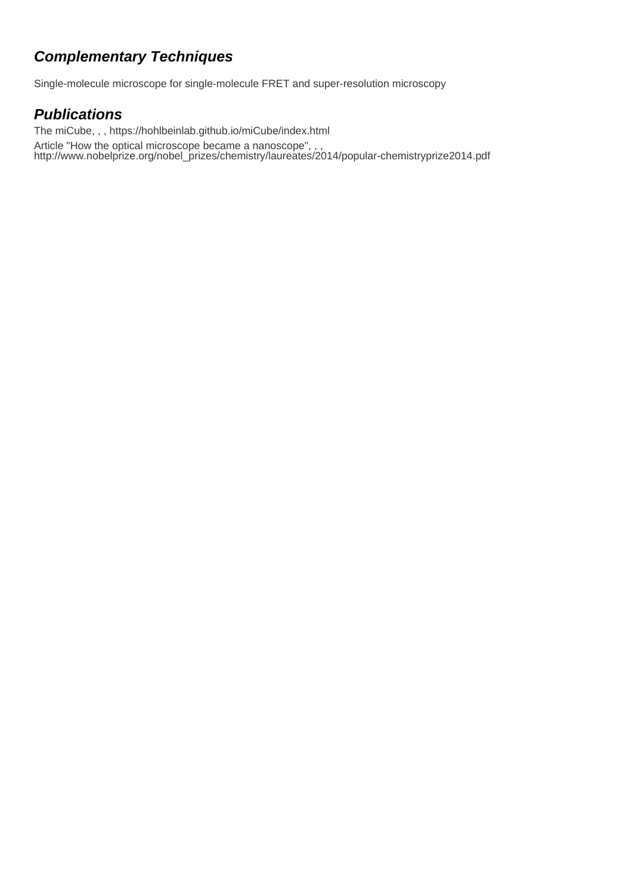## ***Complementary Techniques***

Single-molecule microscope for single-molecule FRET and super-resolution microscopy

## ***Publications***

The miCube, , , https://hohlbeinlab.github.io/miCube/index.html

Article "How the optical microscope became a nanoscope", , , http://www.nobelprize.org/nobel_prizes/chemistry/laureates/2014/popular-chemistryprize2014.pdf